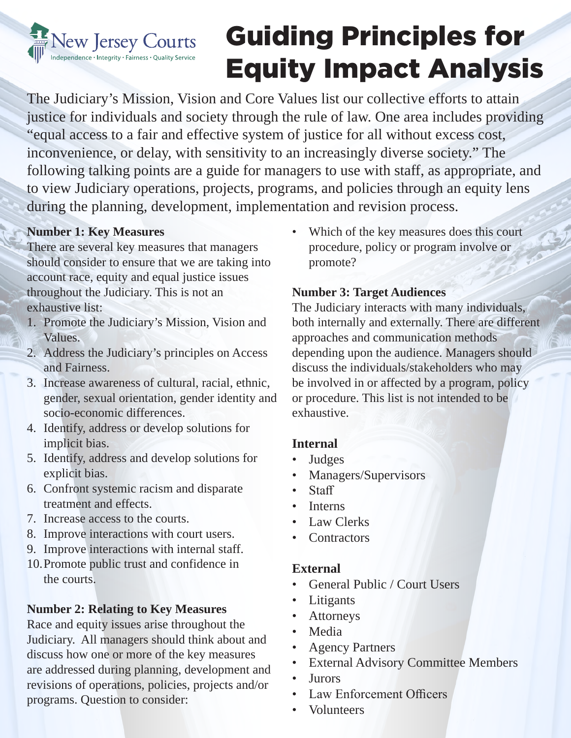New Jersey Courts
Independence · Integrity · Fairness · Quality Service

# Guiding Principles for Equity Impact Analysis

The Judiciary's Mission, Vision and Core Values list our collective efforts to attain justice for individuals and society through the rule of law. One area includes providing "equal access to a fair and effective system of justice for all without excess cost, inconvenience, or delay, with sensitivity to an increasingly diverse society." The following talking points are a guide for managers to use with staff, as appropriate, and to view Judiciary operations, projects, programs, and policies through an equity lens during the planning, development, implementation and revision process.

**Number 1: Key Measures**

There are several key measures that managers should consider to ensure that we are taking into account race, equity and equal justice issues throughout the Judiciary. This is not an exhaustive list:

1. Promote the Judiciary's Mission, Vision and Values.
2. Address the Judiciary's principles on Access and Fairness.
3. Increase awareness of cultural, racial, ethnic, gender, sexual orientation, gender identity and socio-economic differences.
4. Identify, address or develop solutions for implicit bias.
5. Identify, address and develop solutions for explicit bias.
6. Confront systemic racism and disparate treatment and effects.
7. Increase access to the courts.
8. Improve interactions with court users.
9. Improve interactions with internal staff.
10. Promote public trust and confidence in the courts.

**Number 2: Relating to Key Measures**

Race and equity issues arise throughout the Judiciary. All managers should think about and discuss how one or more of the key measures are addressed during planning, development and revisions of operations, policies, projects and/or programs. Question to consider:

- Which of the key measures does this court procedure, policy or program involve or promote?

**Number 3: Target Audiences**

The Judiciary interacts with many individuals, both internally and externally. There are different approaches and communication methods depending upon the audience. Managers should discuss the individuals/stakeholders who may be involved in or affected by a program, policy or procedure. This list is not intended to be exhaustive.

**Internal**

- Judges
- Managers/Supervisors
- Staff
- Interns
- Law Clerks
- Contractors

**External**

- General Public / Court Users
- Litigants
- Attorneys
- Media
- Agency Partners
- External Advisory Committee Members
- Jurors
- Law Enforcement Officers
- Volunteers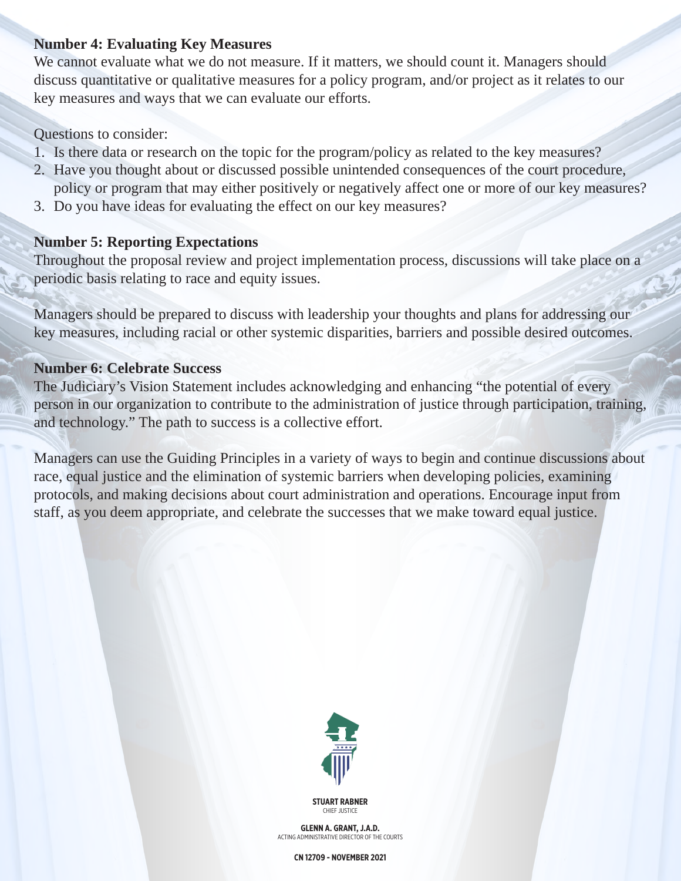**Number 4: Evaluating Key Measures**

We cannot evaluate what we do not measure. If it matters, we should count it. Managers should discuss quantitative or qualitative measures for a policy program, and/or project as it relates to our key measures and ways that we can evaluate our efforts.

Questions to consider:

1. Is there data or research on the topic for the program/policy as related to the key measures?
2. Have you thought about or discussed possible unintended consequences of the court procedure, policy or program that may either positively or negatively affect one or more of our key measures?
3. Do you have ideas for evaluating the effect on our key measures?

**Number 5: Reporting Expectations**

Throughout the proposal review and project implementation process, discussions will take place on a periodic basis relating to race and equity issues.

Managers should be prepared to discuss with leadership your thoughts and plans for addressing our key measures, including racial or other systemic disparities, barriers and possible desired outcomes.

**Number 6: Celebrate Success**

The Judiciary's Vision Statement includes acknowledging and enhancing "the potential of every person in our organization to contribute to the administration of justice through participation, training, and technology." The path to success is a collective effort.

Managers can use the Guiding Principles in a variety of ways to begin and continue discussions about race, equal justice and the elimination of systemic barriers when developing policies, examining protocols, and making decisions about court administration and operations. Encourage input from staff, as you deem appropriate, and celebrate the successes that we make toward equal justice.

**STUART RABNER**
CHIEF JUSTICE

**GLENN A. GRANT, J.A.D.**
ACTING ADMINISTRATIVE DIRECTOR OF THE COURTS

**CN 12709 – NOVEMBER 2021**